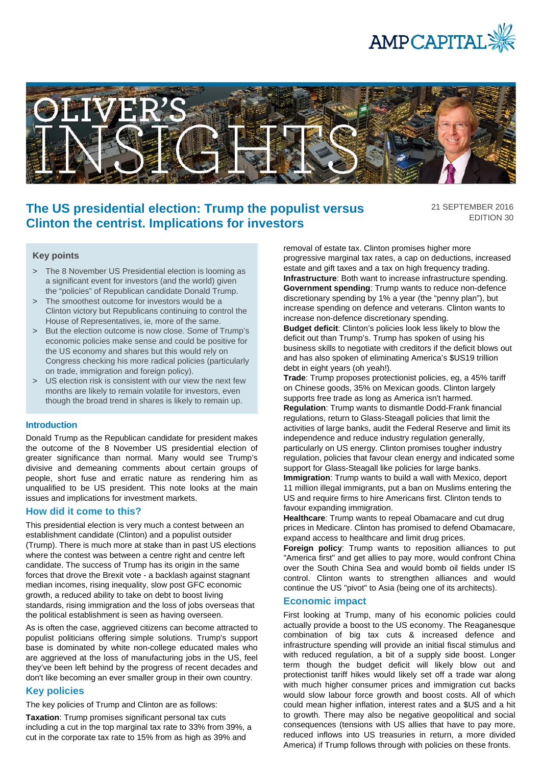# The US presidential election: Trump the populist versus Clinton the centrist. Implications for investors

21 SEPTEMBER 2016
EDITION 30

## Key points

> The 8 November US Presidential election is looming as a significant event for investors (and the world) given the "policies" of Republican candidate Donald Trump.

> The smoothest outcome for investors would be a Clinton victory but Republicans continuing to control the House of Representatives, ie, more of the same.

> But the election outcome is now close. Some of Trump's economic policies make sense and could be positive for the US economy and shares but this would rely on Congress checking his more radical policies (particularly on trade, immigration and foreign policy).

> US election risk is consistent with our view the next few months are likely to remain volatile for investors, even though the broad trend in shares is likely to remain up.

### Introduction

Donald Trump as the Republican candidate for president makes the outcome of the 8 November US presidential election of greater significance than normal. Many would see Trump's divisive and demeaning comments about certain groups of people, short fuse and erratic nature as rendering him as unqualified to be US president. This note looks at the main issues and implications for investment markets.

## How did it come to this?

This presidential election is very much a contest between an establishment candidate (Clinton) and a populist outsider (Trump). There is much more at stake than in past US elections where the contest was between a centre right and centre left candidate. The success of Trump has its origin in the same forces that drove the Brexit vote - a backlash against stagnant median incomes, rising inequality, slow post GFC economic growth, a reduced ability to take on debt to boost living standards, rising immigration and the loss of jobs overseas that the political establishment is seen as having overseen.

As is often the case, aggrieved citizens can become attracted to populist politicians offering simple solutions. Trump's support base is dominated by white non-college educated males who are aggrieved at the loss of manufacturing jobs in the US, feel they've been left behind by the progress of recent decades and don't like becoming an ever smaller group in their own country.

## Key policies

The key policies of Trump and Clinton are as follows:

**Taxation**: Trump promises significant personal tax cuts including a cut in the top marginal tax rate to 33% from 39%, a cut in the corporate tax rate to 15% from as high as 39% and removal of estate tax. Clinton promises higher more progressive marginal tax rates, a cap on deductions, increased estate and gift taxes and a tax on high frequency trading.

**Infrastructure**: Both want to increase infrastructure spending.

**Government spending**: Trump wants to reduce non-defence discretionary spending by 1% a year (the "penny plan"), but increase spending on defence and veterans. Clinton wants to increase non-defence discretionary spending.

**Budget deficit**: Clinton's policies look less likely to blow the deficit out than Trump's. Trump has spoken of using his business skills to negotiate with creditors if the deficit blows out and has also spoken of eliminating America's $US19 trillion debt in eight years (oh yeah!).

**Trade**: Trump proposes protectionist policies, eg, a 45% tariff on Chinese goods, 35% on Mexican goods. Clinton largely supports free trade as long as America isn't harmed.

**Regulation**: Trump wants to dismantle Dodd-Frank financial regulations, return to Glass-Steagall policies that limit the activities of large banks, audit the Federal Reserve and limit its independence and reduce industry regulation generally, particularly on US energy. Clinton promises tougher industry regulation, policies that favour clean energy and indicated some support for Glass-Steagall like policies for large banks.

**Immigration**: Trump wants to build a wall with Mexico, deport 11 million illegal immigrants, put a ban on Muslims entering the US and require firms to hire Americans first. Clinton tends to favour expanding immigration.

**Healthcare**: Trump wants to repeal Obamacare and cut drug prices in Medicare. Clinton has promised to defend Obamacare, expand access to healthcare and limit drug prices.

**Foreign policy**: Trump wants to reposition alliances to put "America first" and get allies to pay more, would confront China over the South China Sea and would bomb oil fields under IS control. Clinton wants to strengthen alliances and would continue the US "pivot" to Asia (being one of its architects).

## Economic impact

First looking at Trump, many of his economic policies could actually provide a boost to the US economy. The Reaganesque combination of big tax cuts & increased defence and infrastructure spending will provide an initial fiscal stimulus and with reduced regulation, a bit of a supply side boost. Longer term though the budget deficit will likely blow out and protectionist tariff hikes would likely set off a trade war along with much higher consumer prices and immigration cut backs would slow labour force growth and boost costs. All of which could mean higher inflation, interest rates and a $US and a hit to growth. There may also be negative geopolitical and social consequences (tensions with US allies that have to pay more, reduced inflows into US treasuries in return, a more divided America) if Trump follows through with policies on these fronts.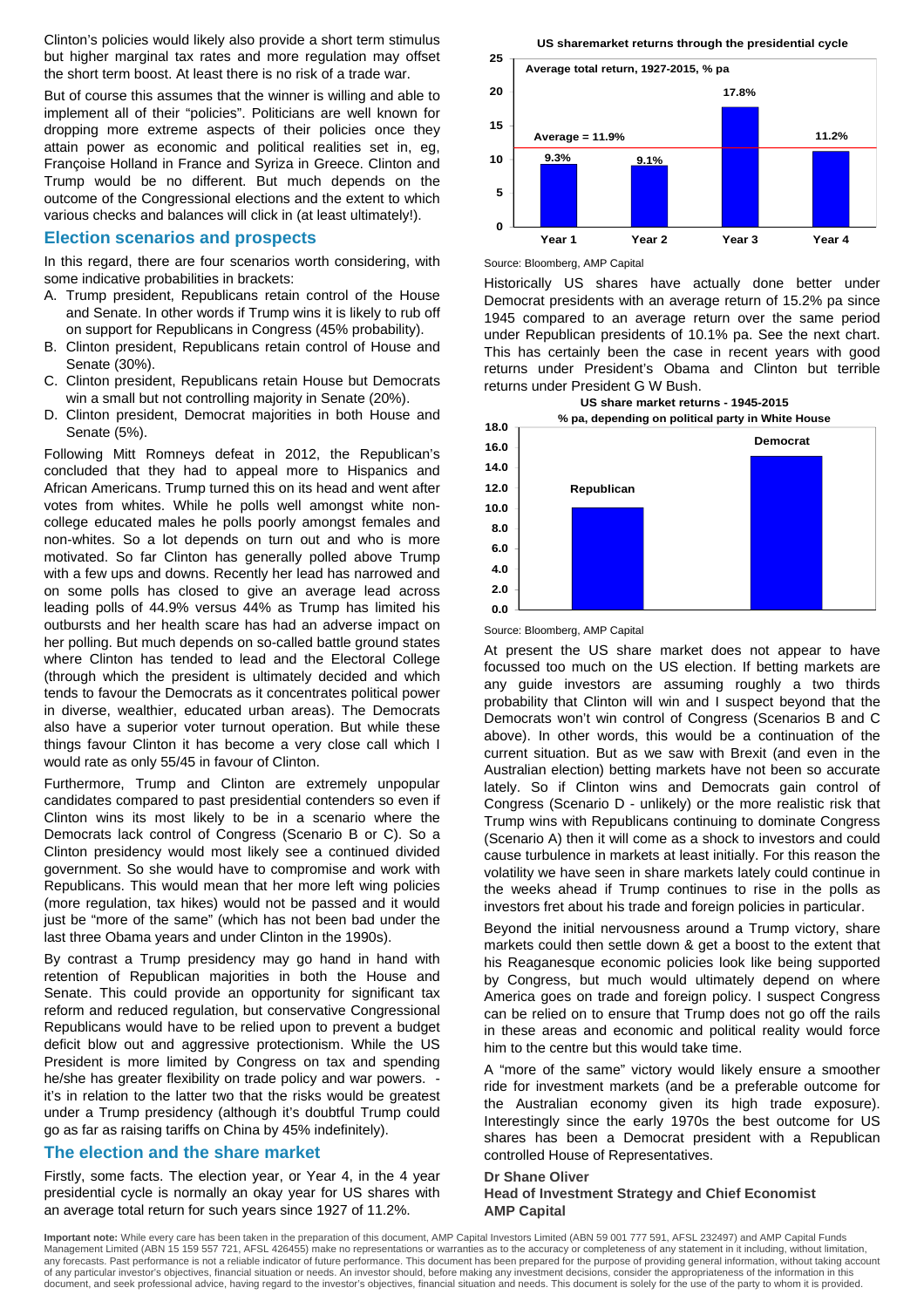Clinton's policies would likely also provide a short term stimulus but higher marginal tax rates and more regulation may offset the short term boost. At least there is no risk of a trade war.

But of course this assumes that the winner is willing and able to implement all of their "policies". Politicians are well known for dropping more extreme aspects of their policies once they attain power as economic and political realities set in, eg, Françoise Holland in France and Syriza in Greece. Clinton and Trump would be no different. But much depends on the outcome of the Congressional elections and the extent to which various checks and balances will click in (at least ultimately!).

## Election scenarios and prospects

In this regard, there are four scenarios worth considering, with some indicative probabilities in brackets:

A. Trump president, Republicans retain control of the House and Senate. In other words if Trump wins it is likely to rub off on support for Republicans in Congress (45% probability).
B. Clinton president, Republicans retain control of House and Senate (30%).
C. Clinton president, Republicans retain House but Democrats win a small but not controlling majority in Senate (20%).
D. Clinton president, Democrat majorities in both House and Senate (5%).

Following Mitt Romneys defeat in 2012, the Republican's concluded that they had to appeal more to Hispanics and African Americans. Trump turned this on its head and went after votes from whites. While he polls well amongst white non-college educated males he polls poorly amongst females and non-whites. So a lot depends on turn out and who is more motivated. So far Clinton has generally polled above Trump with a few ups and downs. Recently her lead has narrowed and on some polls has closed to give an average lead across leading polls of 44.9% versus 44% as Trump has limited his outbursts and her health scare has had an adverse impact on her polling. But much depends on so-called battle ground states where Clinton has tended to lead and the Electoral College (through which the president is ultimately decided and which tends to favour the Democrats as it concentrates political power in diverse, wealthier, educated urban areas). The Democrats also have a superior voter turnout operation. But while these things favour Clinton it has become a very close call which I would rate as only 55/45 in favour of Clinton.

Furthermore, Trump and Clinton are extremely unpopular candidates compared to past presidential contenders so even if Clinton wins its most likely to be in a scenario where the Democrats lack control of Congress (Scenario B or C). So a Clinton presidency would most likely see a continued divided government. So she would have to compromise and work with Republicans. This would mean that her more left wing policies (more regulation, tax hikes) would not be passed and it would just be "more of the same" (which has not been bad under the last three Obama years and under Clinton in the 1990s).

By contrast a Trump presidency may go hand in hand with retention of Republican majorities in both the House and Senate. This could provide an opportunity for significant tax reform and reduced regulation, but conservative Congressional Republicans would have to be relied upon to prevent a budget deficit blow out and aggressive protectionism. While the US President is more limited by Congress on tax and spending he/she has greater flexibility on trade policy and war powers. - it's in relation to the latter two that the risks would be greatest under a Trump presidency (although it's doubtful Trump could go as far as raising tariffs on China by 45% indefinitely).

## The election and the share market

Firstly, some facts. The election year, or Year 4, in the 4 year presidential cycle is normally an okay year for US shares with an average total return for such years since 1927 of 11.2%.

US sharemarket returns through the presidential cycle

Average total return, 1927-2015, % pa

Average = 11.9%

Year 1: 9.3%
Year 2: 9.1%
Year 3: 17.8%
Year 4: 11.2%

Source: Bloomberg, AMP Capital

Historically US shares have actually done better under Democrat presidents with an average return of 15.2% pa since 1945 compared to an average return over the same period under Republican presidents of 10.1% pa. See the next chart. This has certainly been the case in recent years with good returns under President's Obama and Clinton but terrible returns under President G W Bush.

US share market returns - 1945-2015

% pa, depending on political party in White House

Republican
Democrat

Source: Bloomberg, AMP Capital

At present the US share market does not appear to have focussed too much on the US election. If betting markets are any guide investors are assuming roughly a two thirds probability that Clinton will win and I suspect beyond that the Democrats won't win control of Congress (Scenarios B and C above). In other words, this would be a continuation of the current situation. But as we saw with Brexit (and even in the Australian election) betting markets have not been so accurate lately. So if Clinton wins and Democrats gain control of Congress (Scenario D - unlikely) or the more realistic risk that Trump wins with Republicans continuing to dominate Congress (Scenario A) then it will come as a shock to investors and could cause turbulence in markets at least initially. For this reason the volatility we have seen in share markets lately could continue in the weeks ahead if Trump continues to rise in the polls as investors fret about his trade and foreign policies in particular.

Beyond the initial nervousness around a Trump victory, share markets could then settle down & get a boost to the extent that his Reaganesque economic policies look like being supported by Congress, but much would ultimately depend on where America goes on trade and foreign policy. I suspect Congress can be relied on to ensure that Trump does not go off the rails in these areas and economic and political reality would force him to the centre but this would take time.

A "more of the same" victory would likely ensure a smoother ride for investment markets (and be a preferable outcome for the Australian economy given its high trade exposure). Interestingly since the early 1970s the best outcome for US shares has been a Democrat president with a Republican controlled House of Representatives.

**Dr Shane Oliver**
**Head of Investment Strategy and Chief Economist**
**AMP Capital**

**Important note:** While every care has been taken in the preparation of this document, AMP Capital Investors Limited (ABN 59 001 777 591, AFSL 232497) and AMP Capital Funds Management Limited (ABN 15 159 557 721, AFSL 426455) make no representations or warranties as to the accuracy or completeness of any statement in it including, without limitation, any forecasts. Past performance is not a reliable indicator of future performance. This document has been prepared for the purpose of providing general information, without taking account of any particular investor's objectives, financial situation or needs. An investor should, before making any investment decisions, consider the appropriateness of the information in this document, and seek professional advice, having regard to the investor's objectives, financial situation and needs. This document is solely for the use of the party to whom it is provided.